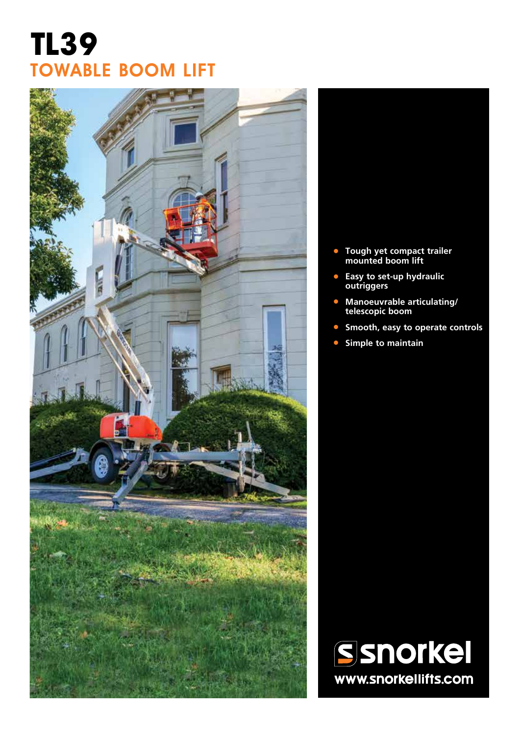# TL39

## TOWABLE BOOM LIFT

- **Tough yet compact trailer mounted boom lift**
- **Easy to set-up hydraulic outriggers**
- **Manoeuvrable articulating/ telescopic boom**
- **Smooth, easy to operate controls**
- **Simple to maintain**

snorkel

www.snorkellifts.com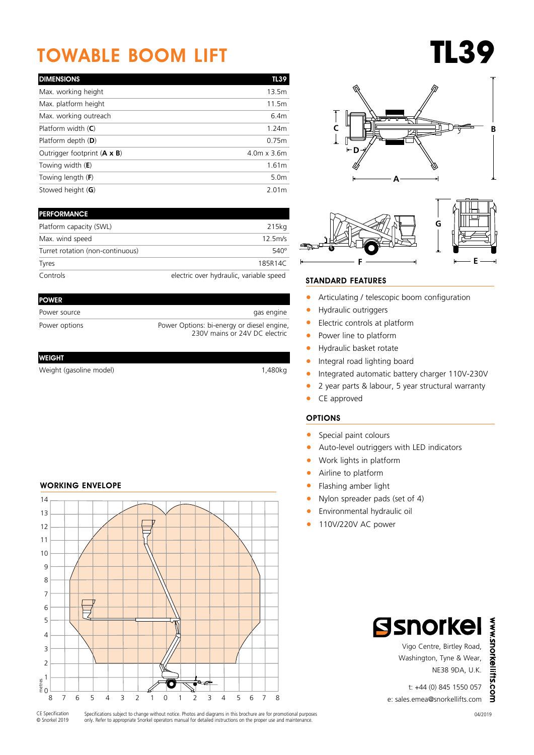# TOWABLE BOOM LIFT

# TL39

| DIMENSIONS | TL39 |
|---|---|
| Max. working height | 13.5m |
| Max. platform height | 11.5m |
| Max. working outreach | 6.4m |
| Platform width (**C**) | 1.24m |
| Platform depth (**D**) | 0.75m |
| Outrigger footprint (**A x B**) | 4.0m x 3.6m |
| Towing width (**E**) | 1.61m |
| Towing length (**F**) | 5.0m |
| Stowed height (**G**) | 2.01m |

| PERFORMANCE | |
|---|---|
| Platform capacity (SWL) | 215kg |
| Max. wind speed | 12.5m/s |
| Turret rotation (non-continuous) | 540° |
| Tyres | 185R14C |
| Controls | electric over hydraulic, variable speed |

| POWER | |
|---|---|
| Power source | gas engine |
| Power options | Power Options: bi-energy or diesel engine, 230V mains or 24V DC electric |

| WEIGHT | |
|---|---|
| Weight (gasoline model) | 1,480kg |

C
D
A
B
G
F
E

## WORKING ENVELOPE

14
13
12
11
10
9
8
7
6
5
4
3
2
1
0
metres
8 7 6 5 4 3 2 1 0 1 2 3 4 5 6 7 8

## STANDARD FEATURES

- Articulating / telescopic boom configuration
- Hydraulic outriggers
- Electric controls at platform
- Power line to platform
- Hydraulic basket rotate
- Integral road lighting board
- Integrated automatic battery charger 110V-230V
- 2 year parts & labour, 5 year structural warranty
- CE approved

## OPTIONS

- Special paint colours
- Auto-level outriggers with LED indicators
- Work lights in platform
- Airline to platform
- Flashing amber light
- Nylon spreader pads (set of 4)
- Environmental hydraulic oil
- 110V/220V AC power

snorkel

Vigo Centre, Birtley Road,
Washington, Tyne & Wear,
NE38 9DA, U.K.

t: +44 (0) 845 1550 057
e: sales.emea@snorkellifts.com

www.snorkellifts.com

CE Specification
© Snorkel 2019

Specifications subject to change without notice. Photos and diagrams in this brochure are for promotional purposes only. Refer to appropriate Snorkel operators manual for detailed instructions on the proper use and maintenance.

04/2019